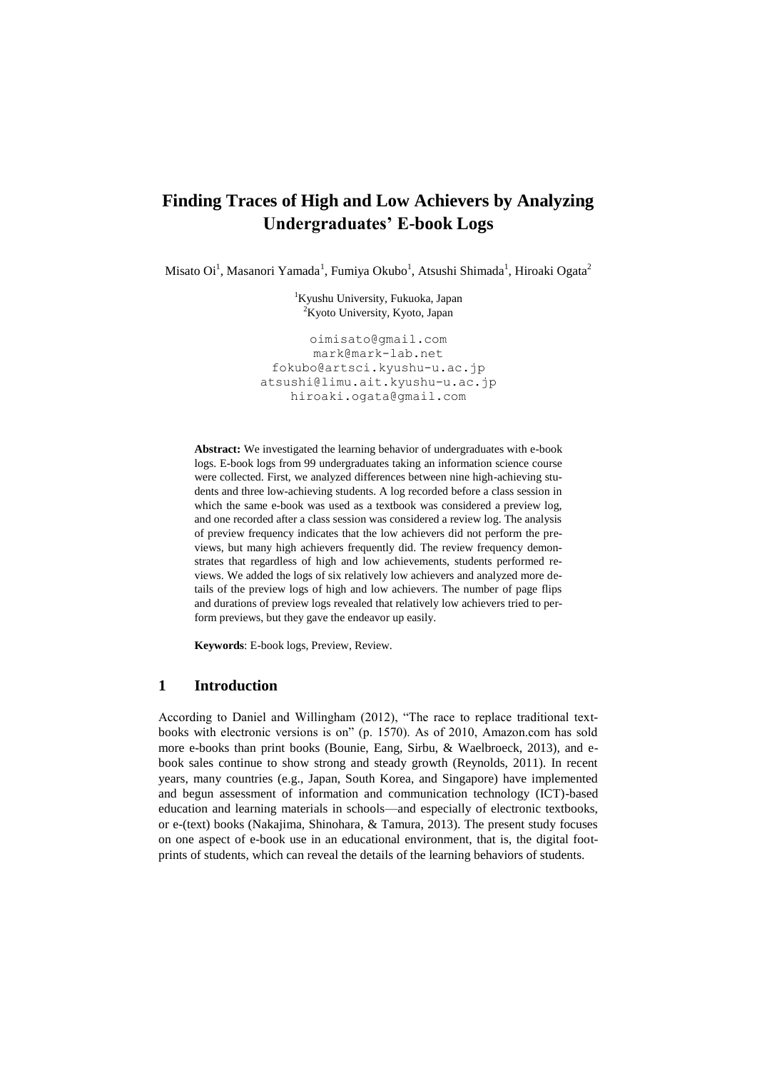# Finding Traces of High and Low Achievers by Analyzing Undergraduates' E-book Logs

Misato Oi[1], Masanori Yamada[1], Fumiya Okubo[1], Atsushi Shimada[1], Hiroaki Ogata[2]

[1]Kyushu University, Fukuoka, Japan
[2]Kyoto University, Kyoto, Japan

oimisato@gmail.com
mark@mark-lab.net
fokubo@artsci.kyushu-u.ac.jp
atsushi@limu.ait.kyushu-u.ac.jp
hiroaki.ogata@gmail.com

**Abstract:** We investigated the learning behavior of undergraduates with e-book logs. E-book logs from 99 undergraduates taking an information science course were collected. First, we analyzed differences between nine high-achieving students and three low-achieving students. A log recorded before a class session in which the same e-book was used as a textbook was considered a preview log, and one recorded after a class session was considered a review log. The analysis of preview frequency indicates that the low achievers did not perform the previews, but many high achievers frequently did. The review frequency demonstrates that regardless of high and low achievements, students performed reviews. We added the logs of six relatively low achievers and analyzed more details of the preview logs of high and low achievers. The number of page flips and durations of preview logs revealed that relatively low achievers tried to perform previews, but they gave the endeavor up easily.

**Keywords**: E-book logs, Preview, Review.

## 1 Introduction

According to Daniel and Willingham (2012), "The race to replace traditional textbooks with electronic versions is on" (p. 1570). As of 2010, Amazon.com has sold more e-books than print books (Bounie, Eang, Sirbu, & Waelbroeck, 2013), and e-book sales continue to show strong and steady growth (Reynolds, 2011). In recent years, many countries (e.g., Japan, South Korea, and Singapore) have implemented and begun assessment of information and communication technology (ICT)-based education and learning materials in schools—and especially of electronic textbooks, or e-(text) books (Nakajima, Shinohara, & Tamura, 2013). The present study focuses on one aspect of e-book use in an educational environment, that is, the digital footprints of students, which can reveal the details of the learning behaviors of students.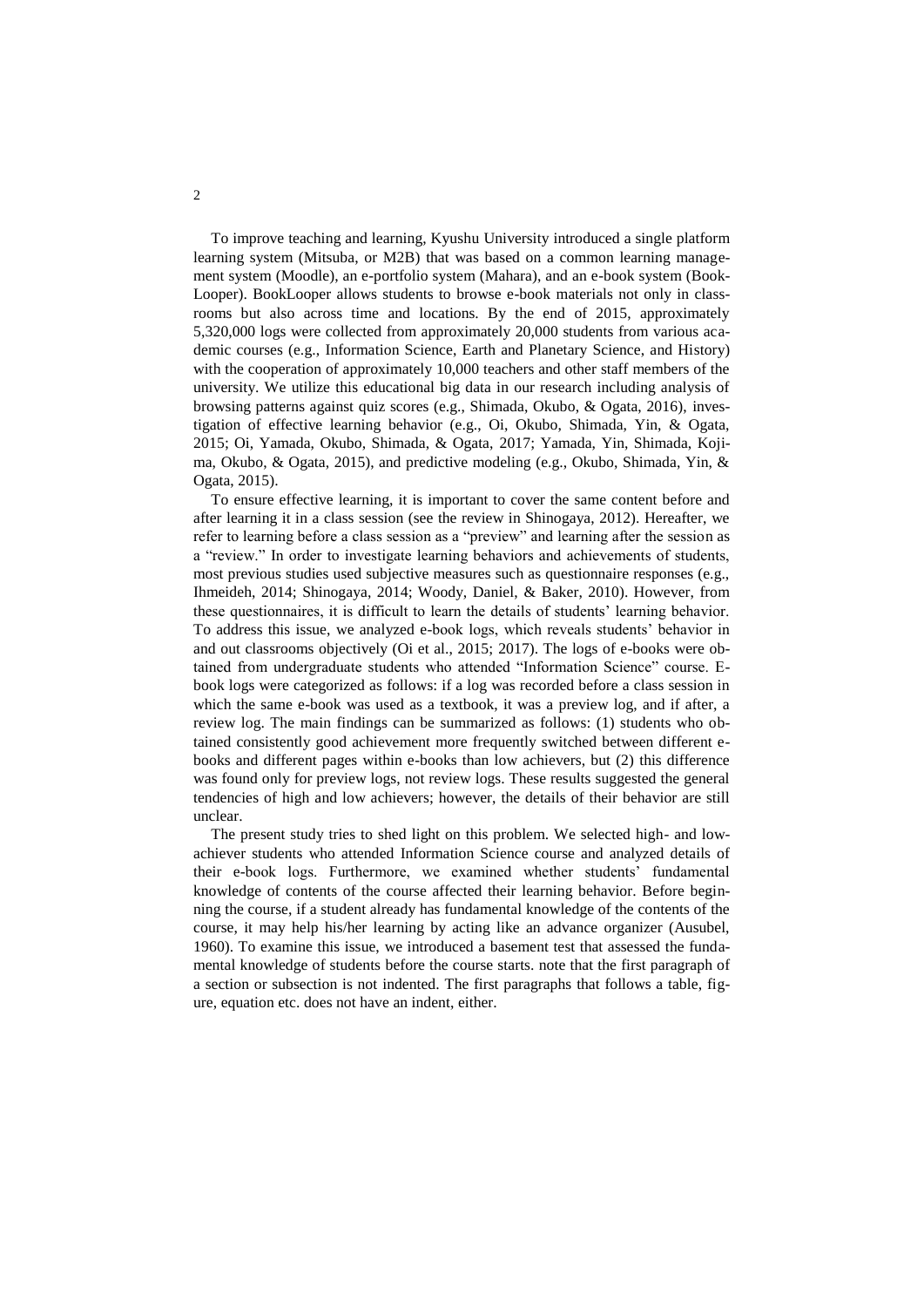To improve teaching and learning, Kyushu University introduced a single platform learning system (Mitsuba, or M2B) that was based on a common learning management system (Moodle), an e-portfolio system (Mahara), and an e-book system (BookLooper). BookLooper allows students to browse e-book materials not only in classrooms but also across time and locations. By the end of 2015, approximately 5,320,000 logs were collected from approximately 20,000 students from various academic courses (e.g., Information Science, Earth and Planetary Science, and History) with the cooperation of approximately 10,000 teachers and other staff members of the university. We utilize this educational big data in our research including analysis of browsing patterns against quiz scores (e.g., Shimada, Okubo, & Ogata, 2016), investigation of effective learning behavior (e.g., Oi, Okubo, Shimada, Yin, & Ogata, 2015; Oi, Yamada, Okubo, Shimada, & Ogata, 2017; Yamada, Yin, Shimada, Kojima, Okubo, & Ogata, 2015), and predictive modeling (e.g., Okubo, Shimada, Yin, & Ogata, 2015).

To ensure effective learning, it is important to cover the same content before and after learning it in a class session (see the review in Shinogaya, 2012). Hereafter, we refer to learning before a class session as a "preview" and learning after the session as a "review." In order to investigate learning behaviors and achievements of students, most previous studies used subjective measures such as questionnaire responses (e.g., Ihmeideh, 2014; Shinogaya, 2014; Woody, Daniel, & Baker, 2010). However, from these questionnaires, it is difficult to learn the details of students' learning behavior. To address this issue, we analyzed e-book logs, which reveals students' behavior in and out classrooms objectively (Oi et al., 2015; 2017). The logs of e-books were obtained from undergraduate students who attended "Information Science" course. E-book logs were categorized as follows: if a log was recorded before a class session in which the same e-book was used as a textbook, it was a preview log, and if after, a review log. The main findings can be summarized as follows: (1) students who obtained consistently good achievement more frequently switched between different e-books and different pages within e-books than low achievers, but (2) this difference was found only for preview logs, not review logs. These results suggested the general tendencies of high and low achievers; however, the details of their behavior are still unclear.

The present study tries to shed light on this problem. We selected high- and low-achiever students who attended Information Science course and analyzed details of their e-book logs. Furthermore, we examined whether students' fundamental knowledge of contents of the course affected their learning behavior. Before beginning the course, if a student already has fundamental knowledge of the contents of the course, it may help his/her learning by acting like an advance organizer (Ausubel, 1960). To examine this issue, we introduced a basement test that assessed the fundamental knowledge of students before the course starts. note that the first paragraph of a section or subsection is not indented. The first paragraphs that follows a table, figure, equation etc. does not have an indent, either.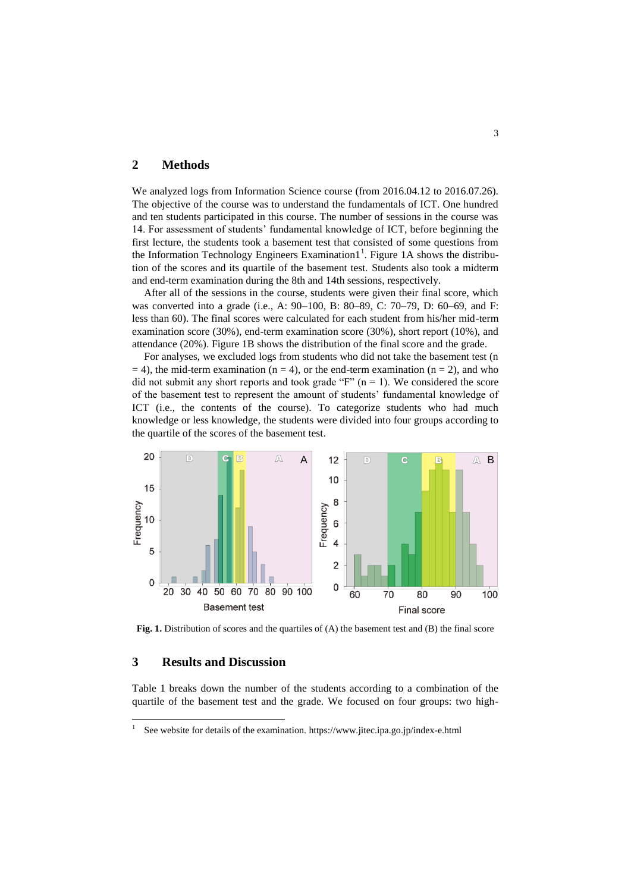## 2 Methods

We analyzed logs from Information Science course (from 2016.04.12 to 2016.07.26). The objective of the course was to understand the fundamentals of ICT. One hundred and ten students participated in this course. The number of sessions in the course was 14. For assessment of students' fundamental knowledge of ICT, before beginning the first lecture, the students took a basement test that consisted of some questions from the Information Technology Engineers Examination1[1]. Figure 1A shows the distribution of the scores and its quartile of the basement test. Students also took a midterm and end-term examination during the 8th and 14th sessions, respectively.

After all of the sessions in the course, students were given their final score, which was converted into a grade (i.e., A: 90–100, B: 80–89, C: 70–79, D: 60–69, and F: less than 60). The final scores were calculated for each student from his/her mid-term examination score (30%), end-term examination score (30%), short report (10%), and attendance (20%). Figure 1B shows the distribution of the final score and the grade.

For analyses, we excluded logs from students who did not take the basement test ($n = 4$), the mid-term examination ($n = 4$), or the end-term examination ($n = 2$), and who did not submit any short reports and took grade "F" ($n = 1$). We considered the score of the basement test to represent the amount of students' fundamental knowledge of ICT (i.e., the contents of the course). To categorize students who had much knowledge or less knowledge, the students were divided into four groups according to the quartile of the scores of the basement test.

**Fig. 1.** Distribution of scores and the quartiles of (A) the basement test and (B) the final score

## 3 Results and Discussion

Table 1 breaks down the number of the students according to a combination of the quartile of the basement test and the grade. We focused on four groups: two high-

[1] See website for details of the examination. https://www.jitec.ipa.go.jp/index-e.html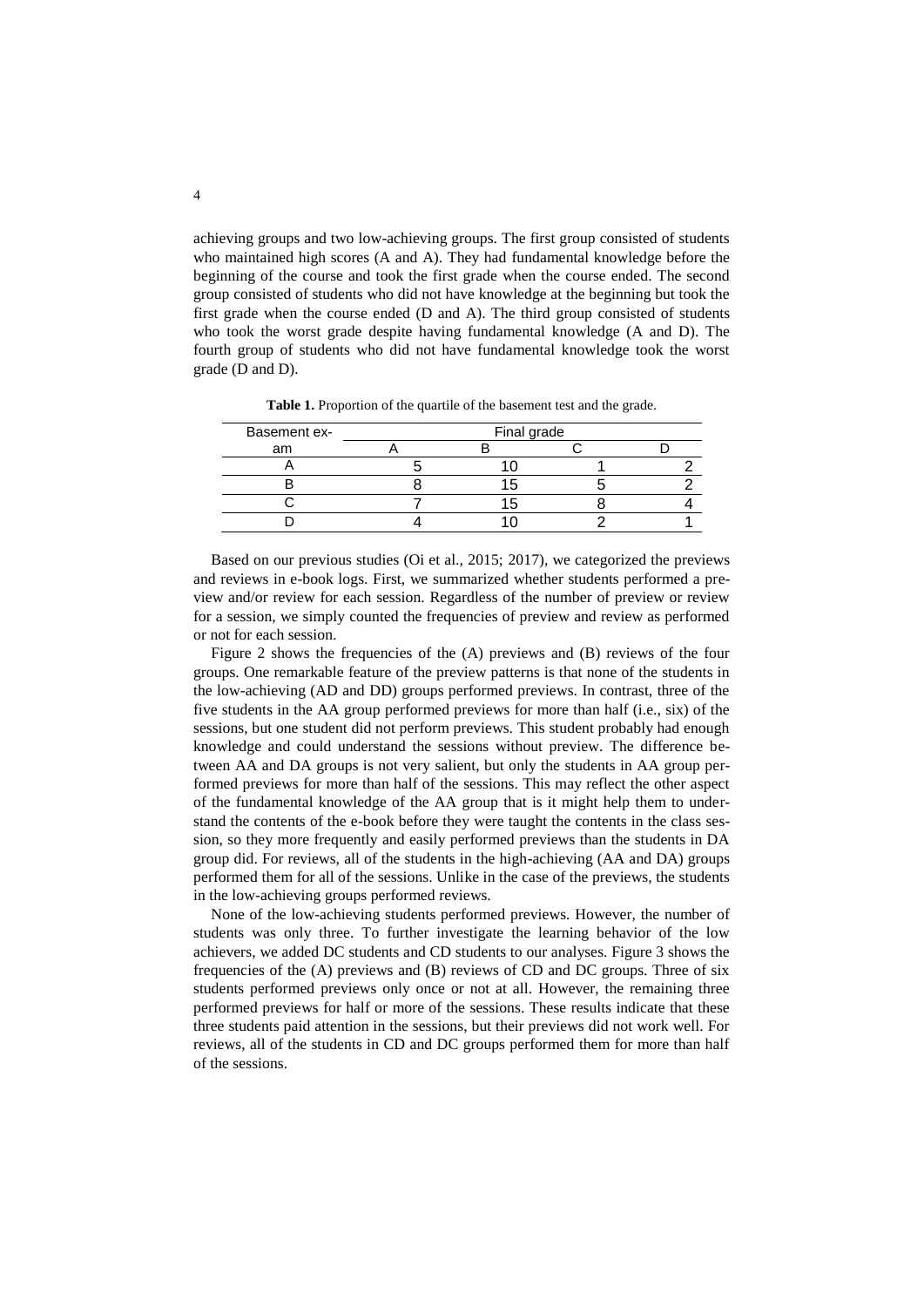achieving groups and two low-achieving groups. The first group consisted of students who maintained high scores (A and A). They had fundamental knowledge before the beginning of the course and took the first grade when the course ended. The second group consisted of students who did not have knowledge at the beginning but took the first grade when the course ended (D and A). The third group consisted of students who took the worst grade despite having fundamental knowledge (A and D). The fourth group of students who did not have fundamental knowledge took the worst grade (D and D).

**Table 1.** Proportion of the quartile of the basement test and the grade.

| Basement exam | Final grade | | | |
|---|---|---|---|---|
| | A | B | C | D |
| A | 5 | 10 | 1 | 2 |
| B | 8 | 15 | 5 | 2 |
| C | 7 | 15 | 8 | 4 |
| D | 4 | 10 | 2 | 1 |

Based on our previous studies (Oi et al., 2015; 2017), we categorized the previews and reviews in e-book logs. First, we summarized whether students performed a preview and/or review for each session. Regardless of the number of preview or review for a session, we simply counted the frequencies of preview and review as performed or not for each session.

Figure 2 shows the frequencies of the (A) previews and (B) reviews of the four groups. One remarkable feature of the preview patterns is that none of the students in the low-achieving (AD and DD) groups performed previews. In contrast, three of the five students in the AA group performed previews for more than half (i.e., six) of the sessions, but one student did not perform previews. This student probably had enough knowledge and could understand the sessions without preview. The difference between AA and DA groups is not very salient, but only the students in AA group performed previews for more than half of the sessions. This may reflect the other aspect of the fundamental knowledge of the AA group that is it might help them to understand the contents of the e-book before they were taught the contents in the class session, so they more frequently and easily performed previews than the students in DA group did. For reviews, all of the students in the high-achieving (AA and DA) groups performed them for all of the sessions. Unlike in the case of the previews, the students in the low-achieving groups performed reviews.

None of the low-achieving students performed previews. However, the number of students was only three. To further investigate the learning behavior of the low achievers, we added DC students and CD students to our analyses. Figure 3 shows the frequencies of the (A) previews and (B) reviews of CD and DC groups. Three of six students performed previews only once or not at all. However, the remaining three performed previews for half or more of the sessions. These results indicate that these three students paid attention in the sessions, but their previews did not work well. For reviews, all of the students in CD and DC groups performed them for more than half of the sessions.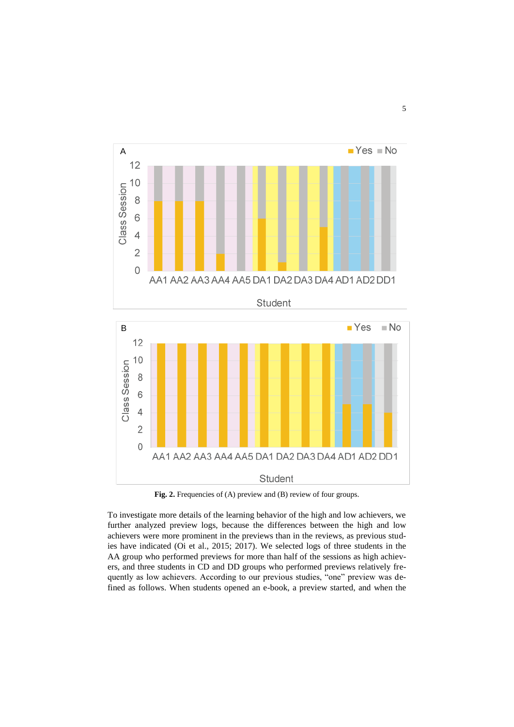**Fig. 2.** Frequencies of (A) preview and (B) review of four groups.

To investigate more details of the learning behavior of the high and low achievers, we further analyzed preview logs, because the differences between the high and low achievers were more prominent in the previews than in the reviews, as previous studies have indicated (Oi et al., 2015; 2017). We selected logs of three students in the AA group who performed previews for more than half of the sessions as high achievers, and three students in CD and DD groups who performed previews relatively frequently as low achievers. According to our previous studies, "one" preview was defined as follows. When students opened an e-book, a preview started, and when the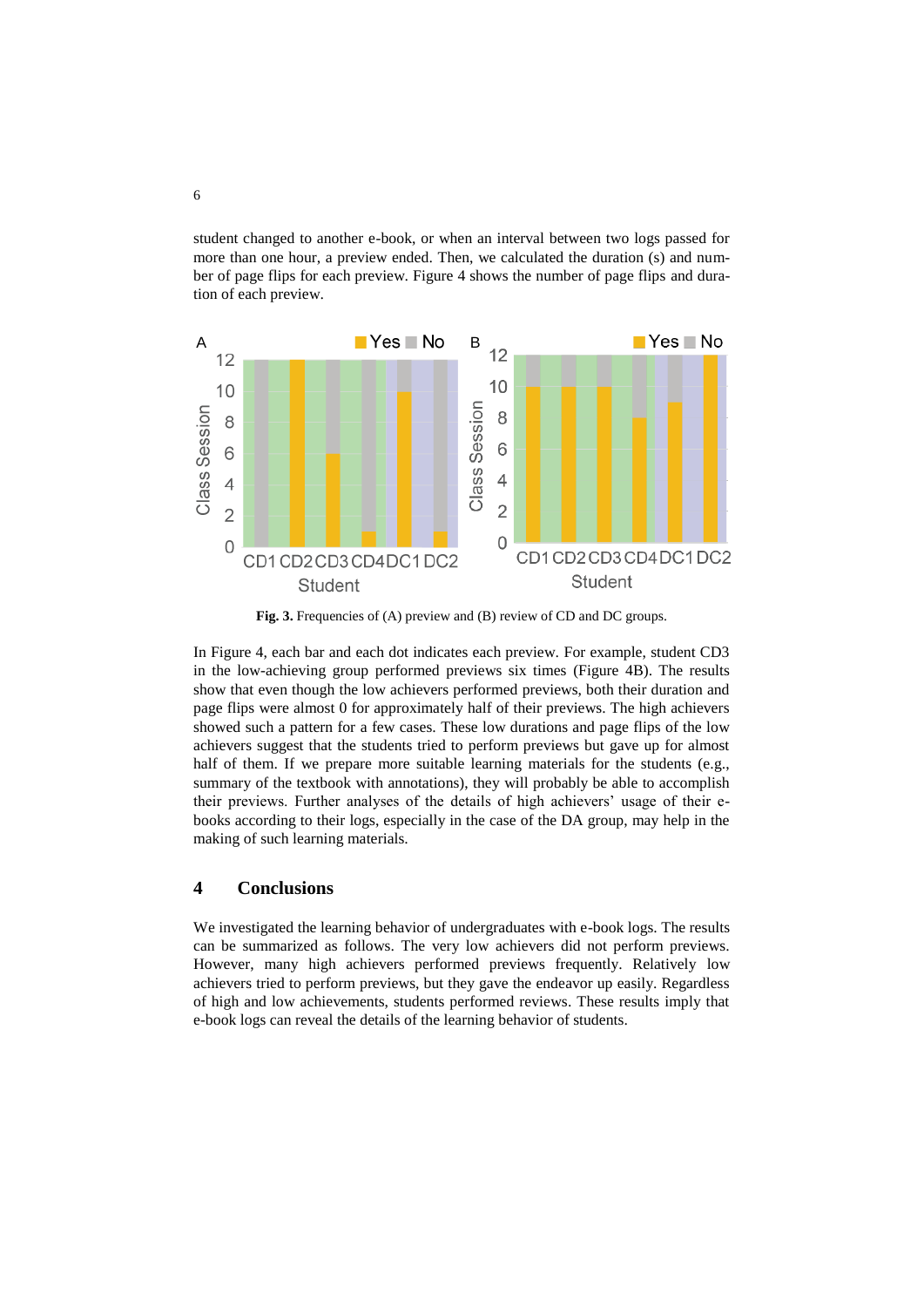student changed to another e-book, or when an interval between two logs passed for more than one hour, a preview ended. Then, we calculated the duration (s) and number of page flips for each preview. Figure 4 shows the number of page flips and duration of each preview.

**Fig. 3.** Frequencies of (A) preview and (B) review of CD and DC groups.

In Figure 4, each bar and each dot indicates each preview. For example, student CD3 in the low-achieving group performed previews six times (Figure 4B). The results show that even though the low achievers performed previews, both their duration and page flips were almost 0 for approximately half of their previews. The high achievers showed such a pattern for a few cases. These low durations and page flips of the low achievers suggest that the students tried to perform previews but gave up for almost half of them. If we prepare more suitable learning materials for the students (e.g., summary of the textbook with annotations), they will probably be able to accomplish their previews. Further analyses of the details of high achievers' usage of their e-books according to their logs, especially in the case of the DA group, may help in the making of such learning materials.

## 4 Conclusions

We investigated the learning behavior of undergraduates with e-book logs. The results can be summarized as follows. The very low achievers did not perform previews. However, many high achievers performed previews frequently. Relatively low achievers tried to perform previews, but they gave the endeavor up easily. Regardless of high and low achievements, students performed reviews. These results imply that e-book logs can reveal the details of the learning behavior of students.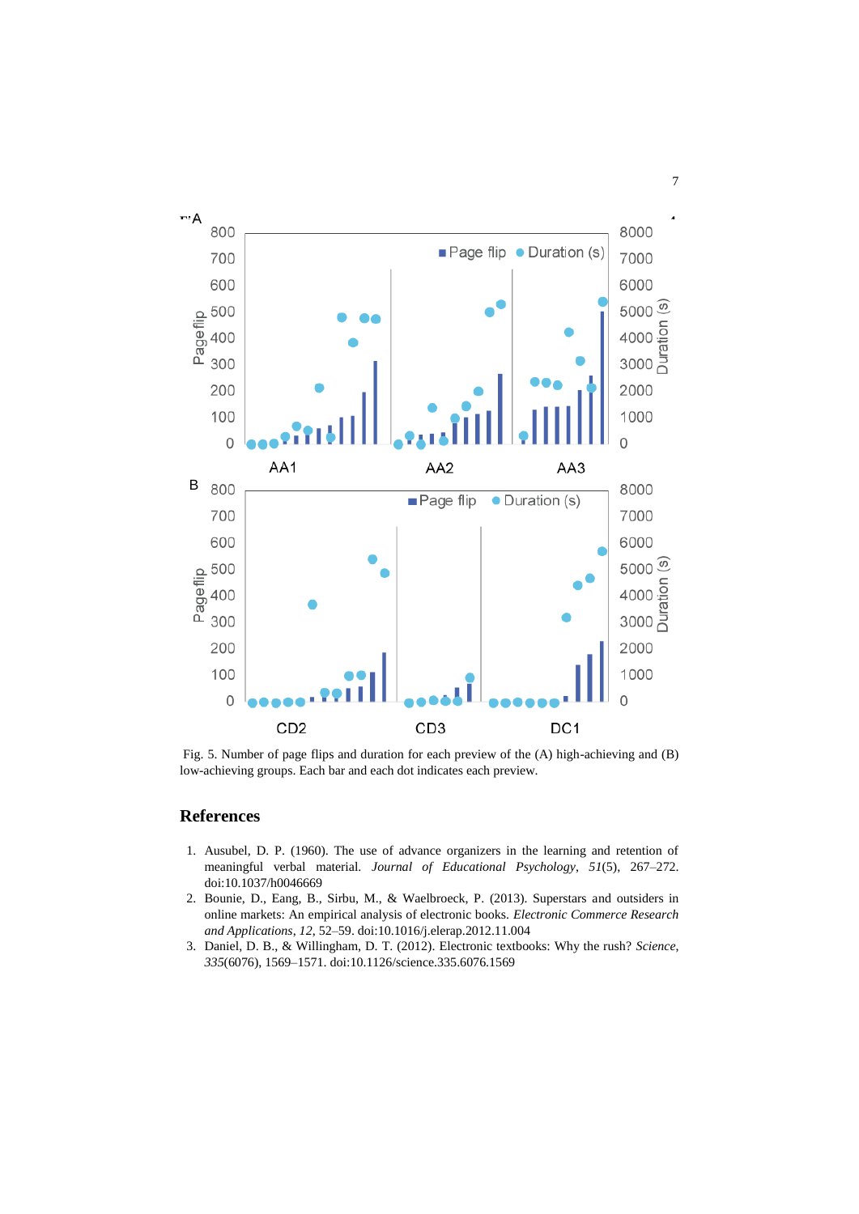Fig. 5. Number of page flips and duration for each preview of the (A) high-achieving and (B) low-achieving groups. Each bar and each dot indicates each preview.

## References

1. Ausubel, D. P. (1960). The use of advance organizers in the learning and retention of meaningful verbal material. *Journal of Educational Psychology*, *51*(5), 267–272. doi:10.1037/h0046669
2. Bounie, D., Eang, B., Sirbu, M., & Waelbroeck, P. (2013). Superstars and outsiders in online markets: An empirical analysis of electronic books. *Electronic Commerce Research and Applications*, *12*, 52–59. doi:10.1016/j.elerap.2012.11.004
3. Daniel, D. B., & Willingham, D. T. (2012). Electronic textbooks: Why the rush? *Science*, *335*(6076), 1569–1571. doi:10.1126/science.335.6076.1569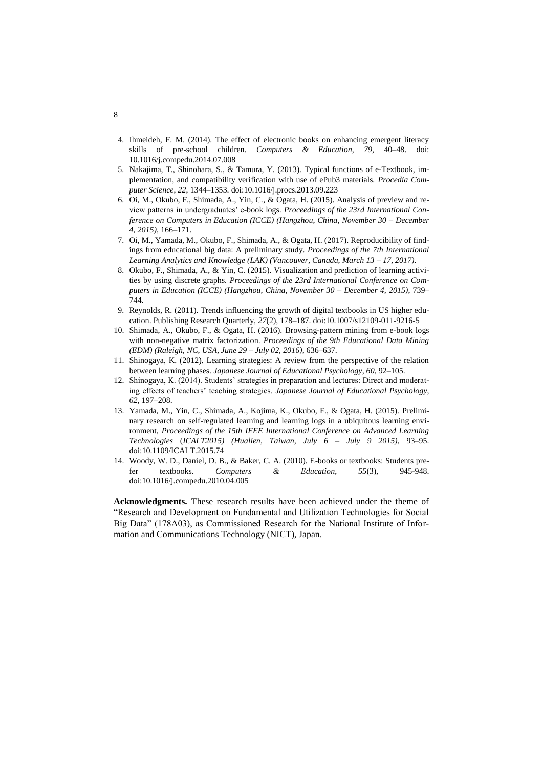4. Ihmeideh, F. M. (2014). The effect of electronic books on enhancing emergent literacy skills of pre-school children. *Computers & Education*, *79*, 40–48. doi: 10.1016/j.compedu.2014.07.008
5. Nakajima, T., Shinohara, S., & Tamura, Y. (2013). Typical functions of e-Textbook, implementation, and compatibility verification with use of ePub3 materials. *Procedia Computer Science*, *22*, 1344–1353. doi:10.1016/j.procs.2013.09.223
6. Oi, M., Okubo, F., Shimada, A., Yin, C., & Ogata, H. (2015). Analysis of preview and review patterns in undergraduates' e-book logs. *Proceedings of the 23rd International Conference on Computers in Education (ICCE) (Hangzhou, China, November 30 – December 4, 2015)*, 166–171.
7. Oi, M., Yamada, M., Okubo, F., Shimada, A., & Ogata, H. (2017). Reproducibility of findings from educational big data: A preliminary study. *Proceedings of the 7th International Learning Analytics and Knowledge (LAK) (Vancouver, Canada, March 13 – 17, 2017)*.
8. Okubo, F., Shimada, A., & Yin, C. (2015). Visualization and prediction of learning activities by using discrete graphs. *Proceedings of the 23rd International Conference on Computers in Education (ICCE) (Hangzhou, China, November 30 – December 4, 2015)*, 739–744.
9. Reynolds, R. (2011). Trends influencing the growth of digital textbooks in US higher education. Publishing Research Quarterly, *27*(2), 178–187. doi:10.1007/s12109-011-9216-5
10. Shimada, A., Okubo, F., & Ogata, H. (2016). Browsing-pattern mining from e-book logs with non-negative matrix factorization. *Proceedings of the 9th Educational Data Mining (EDM) (Raleigh, NC, USA, June 29 – July 02, 2016)*, 636–637.
11. Shinogaya, K. (2012). Learning strategies: A review from the perspective of the relation between learning phases. *Japanese Journal of Educational Psychology*, *60*, 92–105.
12. Shinogaya, K. (2014). Students' strategies in preparation and lectures: Direct and moderating effects of teachers' teaching strategies. *Japanese Journal of Educational Psychology*, *62*, 197–208.
13. Yamada, M., Yin, C., Shimada, A., Kojima, K., Okubo, F., & Ogata, H. (2015). Preliminary research on self-regulated learning and learning logs in a ubiquitous learning environment, *Proceedings of the 15th IEEE International Conference on Advanced Learning Technologies* (*ICALT2015) (Hualien, Taiwan, July 6 – July 9 2015)*, 93–95. doi:10.1109/ICALT.2015.74
14. Woody, W. D., Daniel, D. B., & Baker, C. A. (2010). E-books or textbooks: Students prefer textbooks. *Computers & Education*, *55*(3), 945-948. doi:10.1016/j.compedu.2010.04.005

**Acknowledgments.** These research results have been achieved under the theme of "Research and Development on Fundamental and Utilization Technologies for Social Big Data" (178A03), as Commissioned Research for the National Institute of Information and Communications Technology (NICT), Japan.